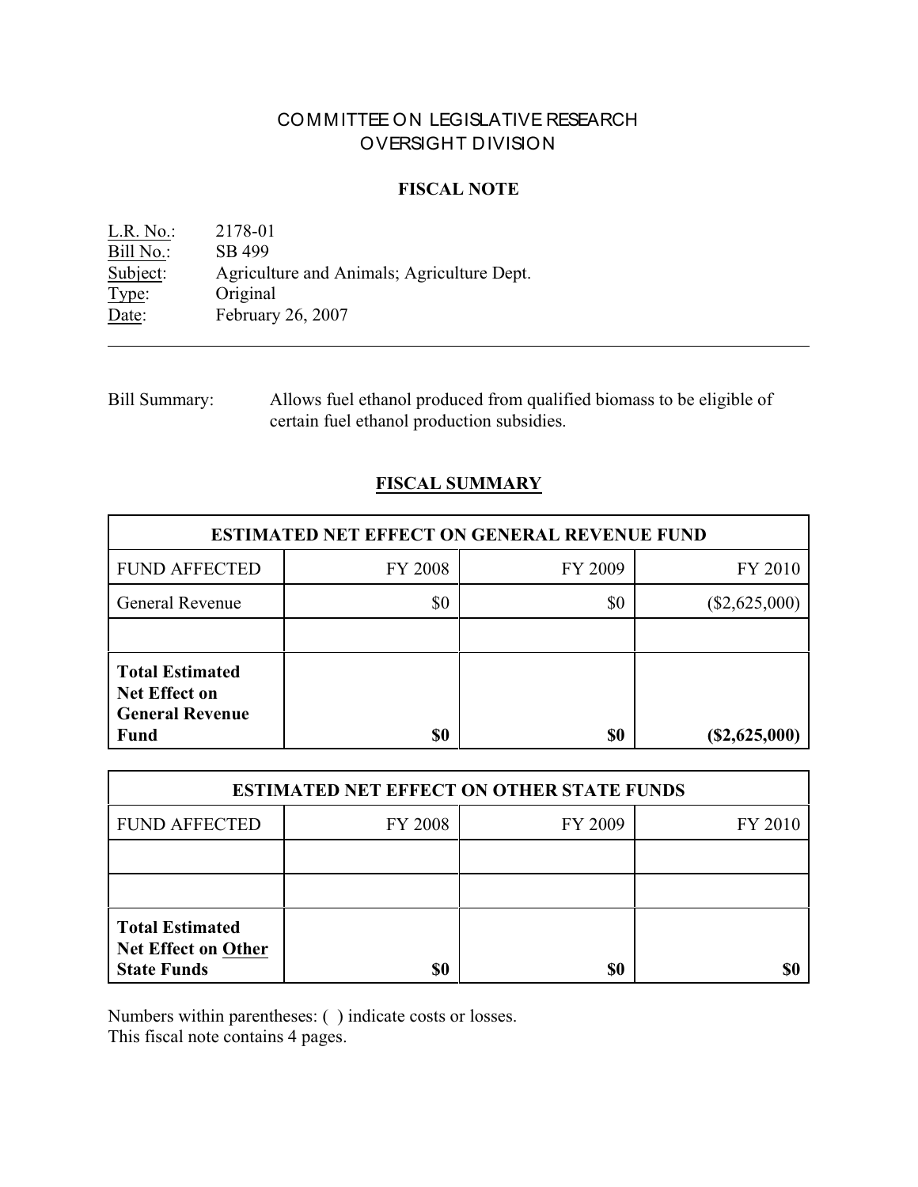# COMMITTEE ON LEGISLATIVE RESEARCH
# OVERSIGHT DIVISION

## FISCAL NOTE

L.R. No.: 2178-01
Bill No.: SB 499
Subject: Agriculture and Animals; Agriculture Dept.
Type: Original
Date: February 26, 2007

---

Bill Summary: Allows fuel ethanol produced from qualified biomass to be eligible of certain fuel ethanol production subsidies.

## FISCAL SUMMARY

| ESTIMATED NET EFFECT ON GENERAL REVENUE FUND | | | |
|---|---|---|---|
| FUND AFFECTED | FY 2008 | FY 2009 | FY 2010 |
| General Revenue | $0 | $0 | ($2,625,000) |
| | | | |
| **Total Estimated Net Effect on General Revenue Fund** | **$0** | **$0** | **($2,625,000)** |

| ESTIMATED NET EFFECT ON OTHER STATE FUNDS | | | |
|---|---|---|---|
| FUND AFFECTED | FY 2008 | FY 2009 | FY 2010 |
| | | | |
| | | | |
| **Total Estimated Net Effect on Other State Funds** | **$0** | **$0** | **$0** |

Numbers within parentheses: ( ) indicate costs or losses.
This fiscal note contains 4 pages.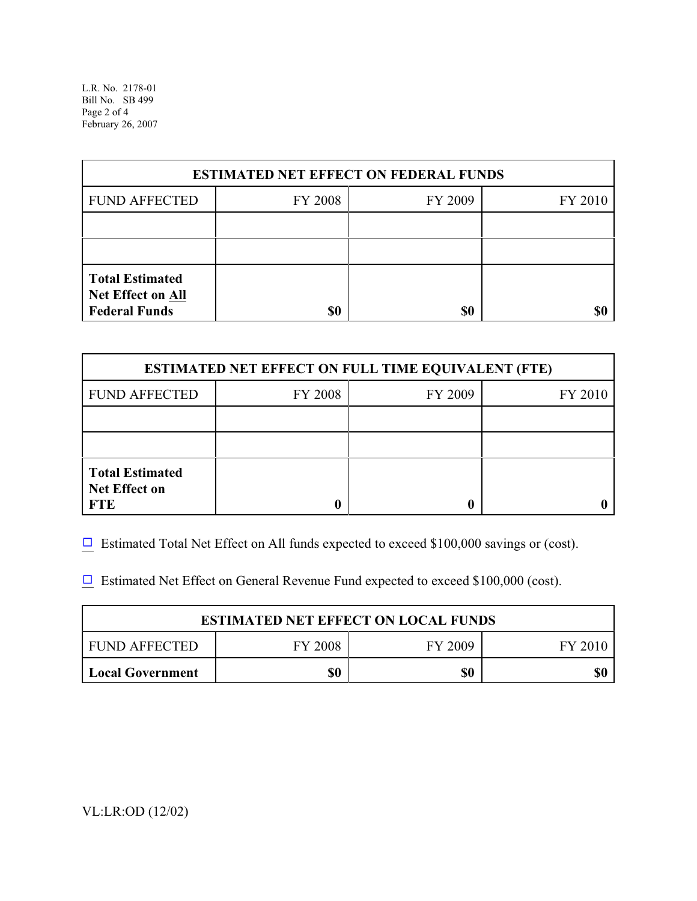| ESTIMATED NET EFFECT ON FEDERAL FUNDS | | | |
|---|---|---|---|
| FUND AFFECTED | FY 2008 | FY 2009 | FY 2010 |
| | | | |
| | | | |
| **Total Estimated Net Effect on All Federal Funds** | **$0** | **$0** | **$0** |

| ESTIMATED NET EFFECT ON FULL TIME EQUIVALENT (FTE) | | | |
|---|---|---|---|
| FUND AFFECTED | FY 2008 | FY 2009 | FY 2010 |
| | | | |
| | | | |
| **Total Estimated Net Effect on FTE** | **0** | **0** | **0** |

☐ Estimated Total Net Effect on All funds expected to exceed $100,000 savings or (cost).

☐ Estimated Net Effect on General Revenue Fund expected to exceed $100,000 (cost).

| ESTIMATED NET EFFECT ON LOCAL FUNDS | | | |
|---|---|---|---|
| FUND AFFECTED | FY 2008 | FY 2009 | FY 2010 |
| **Local Government** | **$0** | **$0** | **$0** |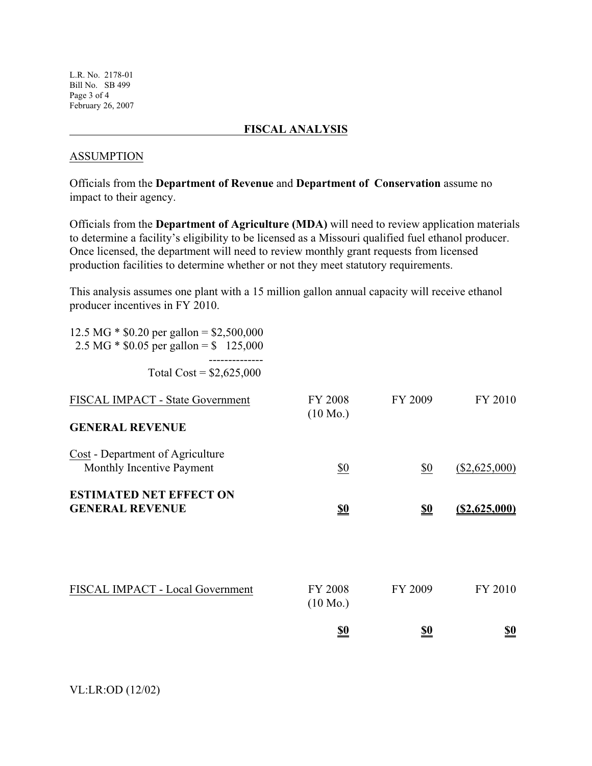## FISCAL ANALYSIS

### ASSUMPTION

Officials from the **Department of Revenue** and **Department of Conservation** assume no impact to their agency.

Officials from the **Department of Agriculture (MDA)** will need to review application materials to determine a facility's eligibility to be licensed as a Missouri qualified fuel ethanol producer. Once licensed, the department will need to review monthly grant requests from licensed production facilities to determine whether or not they meet statutory requirements.

This analysis assumes one plant with a 15 million gallon annual capacity will receive ethanol producer incentives in FY 2010.

```
12.5 MG * $0.20 per gallon = $2,500,000
 2.5 MG * $0.05 per gallon = $   125,000
                             --------------
               Total Cost = $2,625,000
```

| FISCAL IMPACT - State Government | FY 2008 (10 Mo.) | FY 2009 | FY 2010 |
|---|---|---|---|
| **GENERAL REVENUE** | | | |
| Cost - Department of Agriculture Monthly Incentive Payment | $0 | $0 | ($2,625,000) |
| **ESTIMATED NET EFFECT ON GENERAL REVENUE** | **$0** | **$0** | **($2,625,000)** |

| FISCAL IMPACT - Local Government | FY 2008 (10 Mo.) | FY 2009 | FY 2010 |
|---|---|---|---|
| | **$0** | **$0** | **$0** |

VL:LR:OD (12/02)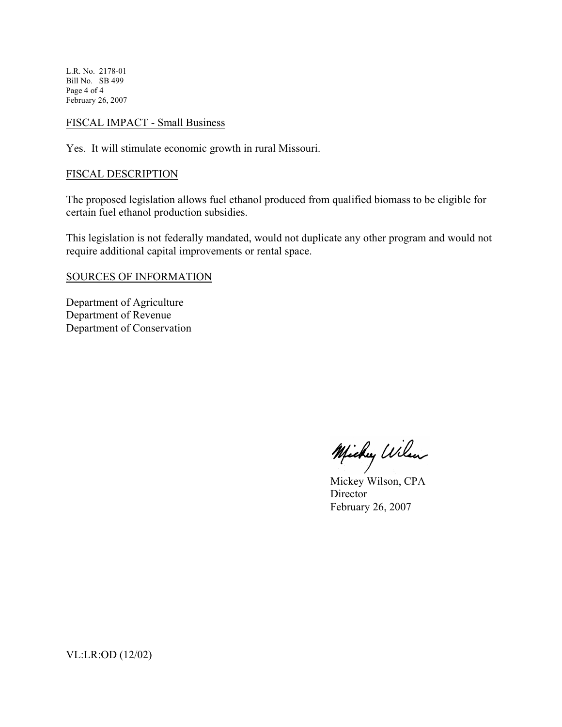FISCAL IMPACT - Small Business

Yes. It will stimulate economic growth in rural Missouri.

FISCAL DESCRIPTION

The proposed legislation allows fuel ethanol produced from qualified biomass to be eligible for certain fuel ethanol production subsidies.

This legislation is not federally mandated, would not duplicate any other program and would not require additional capital improvements or rental space.

SOURCES OF INFORMATION

Department of Agriculture
Department of Revenue
Department of Conservation

Mickey Wilson, CPA
Director
February 26, 2007

VL:LR:OD (12/02)